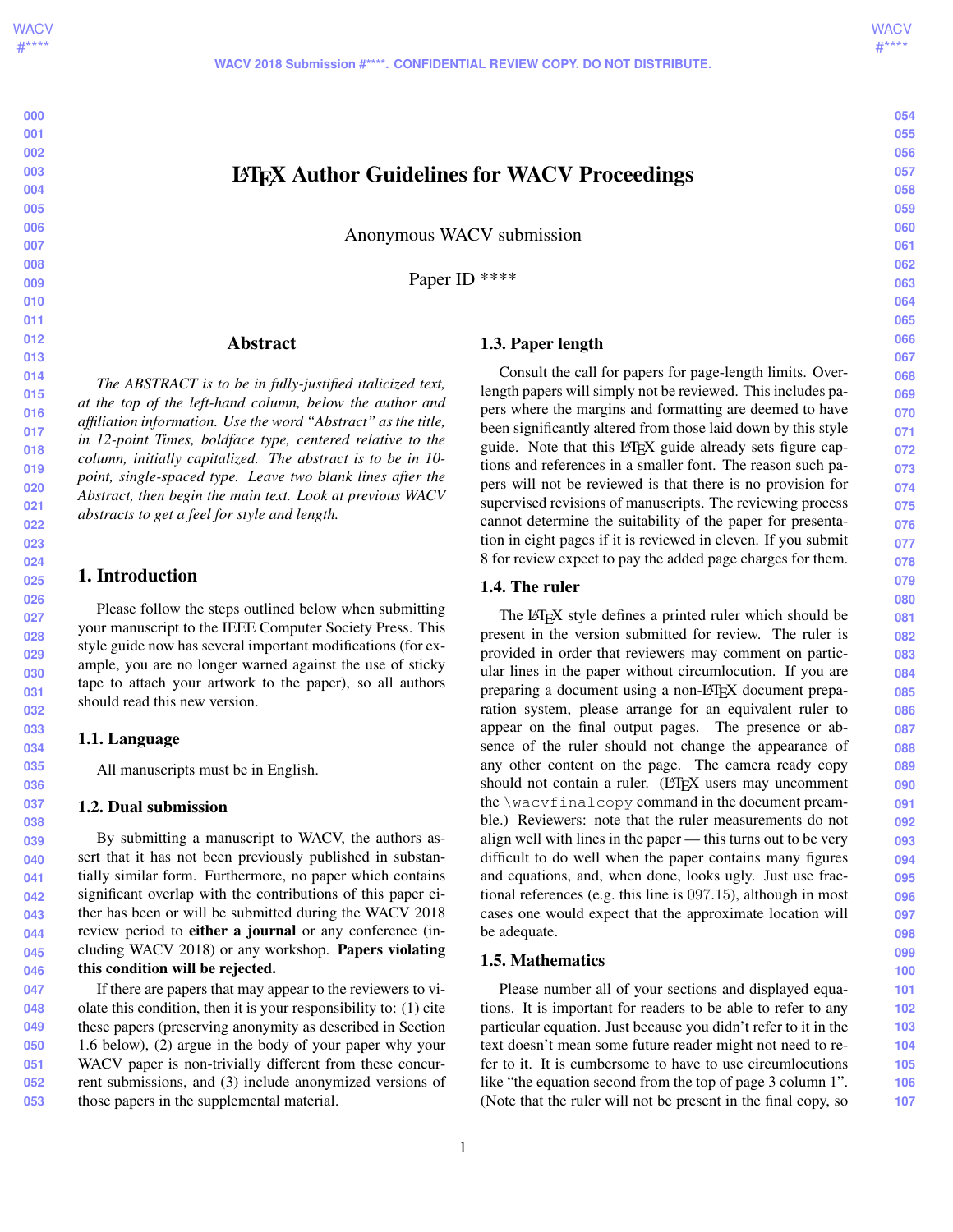# LaTeX Author Guidelines for WACV Proceedings

Anonymous WACV submission

Paper ID ****

## Abstract

*The ABSTRACT is to be in fully-justified italicized text, at the top of the left-hand column, below the author and affiliation information. Use the word "Abstract" as the title, in 12-point Times, boldface type, centered relative to the column, initially capitalized. The abstract is to be in 10-point, single-spaced type. Leave two blank lines after the Abstract, then begin the main text. Look at previous WACV abstracts to get a feel for style and length.*

## 1. Introduction

Please follow the steps outlined below when submitting your manuscript to the IEEE Computer Society Press. This style guide now has several important modifications (for example, you are no longer warned against the use of sticky tape to attach your artwork to the paper), so all authors should read this new version.

### 1.1. Language

All manuscripts must be in English.

### 1.2. Dual submission

By submitting a manuscript to WACV, the authors assert that it has not been previously published in substantially similar form. Furthermore, no paper which contains significant overlap with the contributions of this paper either has been or will be submitted during the WACV 2018 review period to **either a journal** or any conference (including WACV 2018) or any workshop. **Papers violating this condition will be rejected.**

If there are papers that may appear to the reviewers to violate this condition, then it is your responsibility to: (1) cite these papers (preserving anonymity as described in Section 1.6 below), (2) argue in the body of your paper why your WACV paper is non-trivially different from these concurrent submissions, and (3) include anonymized versions of those papers in the supplemental material.

### 1.3. Paper length

Consult the call for papers for page-length limits. Overlength papers will simply not be reviewed. This includes papers where the margins and formatting are deemed to have been significantly altered from those laid down by this style guide. Note that this LaTeX guide already sets figure captions and references in a smaller font. The reason such papers will not be reviewed is that there is no provision for supervised revisions of manuscripts. The reviewing process cannot determine the suitability of the paper for presentation in eight pages if it is reviewed in eleven. If you submit 8 for review expect to pay the added page charges for them.

### 1.4. The ruler

The LaTeX style defines a printed ruler which should be present in the version submitted for review. The ruler is provided in order that reviewers may comment on particular lines in the paper without circumlocution. If you are preparing a document using a non-LaTeX document preparation system, please arrange for an equivalent ruler to appear on the final output pages. The presence or absence of the ruler should not change the appearance of any other content on the page. The camera ready copy should not contain a ruler. (LaTeX users may uncomment the `\wacvfinalcopy` command in the document preamble.) Reviewers: note that the ruler measurements do not align well with lines in the paper — this turns out to be very difficult to do well when the paper contains many figures and equations, and, when done, looks ugly. Just use fractional references (e.g. this line is 097.15), although in most cases one would expect that the approximate location will be adequate.

### 1.5. Mathematics

Please number all of your sections and displayed equations. It is important for readers to be able to refer to any particular equation. Just because you didn't refer to it in the text doesn't mean some future reader might not need to refer to it. It is cumbersome to have to use circumlocutions like "the equation second from the top of page 3 column 1". (Note that the ruler will not be present in the final copy, so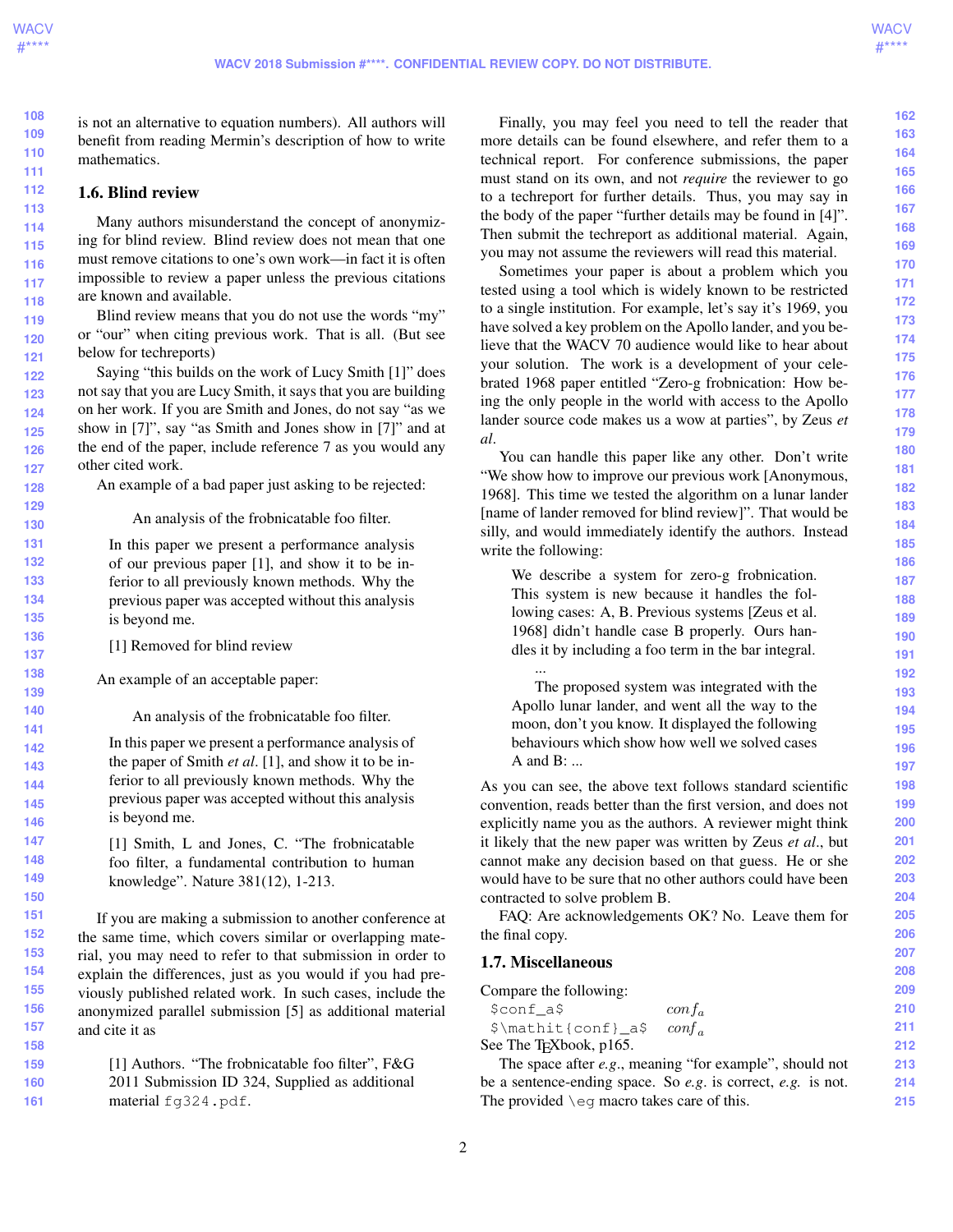is not an alternative to equation numbers). All authors will benefit from reading Mermin's description of how to write mathematics.

### 1.6. Blind review

Many authors misunderstand the concept of anonymizing for blind review. Blind review does not mean that one must remove citations to one's own work—in fact it is often impossible to review a paper unless the previous citations are known and available.

Blind review means that you do not use the words "my" or "our" when citing previous work. That is all. (But see below for techreports)

Saying "this builds on the work of Lucy Smith [1]" does not say that you are Lucy Smith, it says that you are building on her work. If you are Smith and Jones, do not say "as we show in [7]", say "as Smith and Jones show in [7]" and at the end of the paper, include reference 7 as you would any other cited work.

An example of a bad paper just asking to be rejected:

> An analysis of the frobnicatable foo filter.
>
> In this paper we present a performance analysis of our previous paper [1], and show it to be inferior to all previously known methods. Why the previous paper was accepted without this analysis is beyond me.
>
> [1] Removed for blind review

An example of an acceptable paper:

> An analysis of the frobnicatable foo filter.
>
> In this paper we present a performance analysis of the paper of Smith *et al*. [1], and show it to be inferior to all previously known methods. Why the previous paper was accepted without this analysis is beyond me.
>
> [1] Smith, L and Jones, C. "The frobnicatable foo filter, a fundamental contribution to human knowledge". Nature 381(12), 1-213.

If you are making a submission to another conference at the same time, which covers similar or overlapping material, you may need to refer to that submission in order to explain the differences, just as you would if you had previously published related work. In such cases, include the anonymized parallel submission [5] as additional material and cite it as

> [1] Authors. "The frobnicatable foo filter", F&G 2011 Submission ID 324, Supplied as additional material `fg324.pdf`.

Finally, you may feel you need to tell the reader that more details can be found elsewhere, and refer them to a technical report. For conference submissions, the paper must stand on its own, and not *require* the reviewer to go to a techreport for further details. Thus, you may say in the body of the paper "further details may be found in [4]". Then submit the techreport as additional material. Again, you may not assume the reviewers will read this material.

Sometimes your paper is about a problem which you tested using a tool which is widely known to be restricted to a single institution. For example, let's say it's 1969, you have solved a key problem on the Apollo lander, and you believe that the WACV 70 audience would like to hear about your solution. The work is a development of your celebrated 1968 paper entitled "Zero-g frobnication: How being the only people in the world with access to the Apollo lander source code makes us a wow at parties", by Zeus *et al*.

You can handle this paper like any other. Don't write "We show how to improve our previous work [Anonymous, 1968]. This time we tested the algorithm on a lunar lander [name of lander removed for blind review]". That would be silly, and would immediately identify the authors. Instead write the following:

> We describe a system for zero-g frobnication. This system is new because it handles the following cases: A, B. Previous systems [Zeus et al. 1968] didn't handle case B properly. Ours handles it by including a foo term in the bar integral.
>
> ...
>
> The proposed system was integrated with the Apollo lunar lander, and went all the way to the moon, don't you know. It displayed the following behaviours which show how well we solved cases A and B: ...

As you can see, the above text follows standard scientific convention, reads better than the first version, and does not explicitly name you as the authors. A reviewer might think it likely that the new paper was written by Zeus *et al*., but cannot make any decision based on that guess. He or she would have to be sure that no other authors could have been contracted to solve problem B.

FAQ: Are acknowledgements OK? No. Leave them for the final copy.

### 1.7. Miscellaneous

Compare the following:

| | |
|---|---|
| `$conf_a$` | $conf_a$ |
| `$\mathit{conf}_a$` | $\mathit{conf}_a$ |

See The TEXbook, p165.

The space after *e.g*., meaning "for example", should not be a sentence-ending space. So *e.g*. is correct, *e.g.* is not. The provided `\eg` macro takes care of this.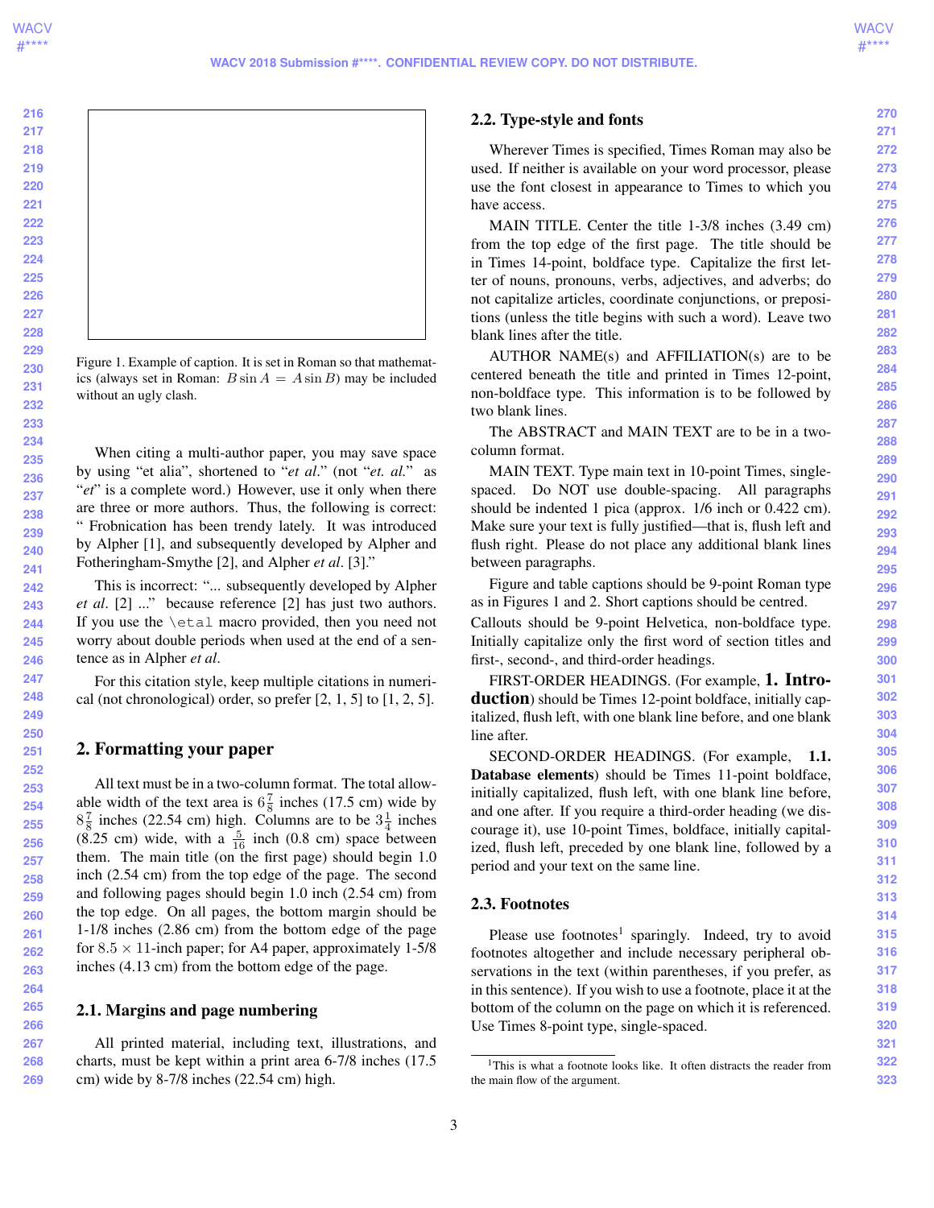Figure 1. Example of caption. It is set in Roman so that mathematics (always set in Roman: $B \sin A = A \sin B$) may be included without an ugly clash.

When citing a multi-author paper, you may save space by using "et alia", shortened to "*et al*." (not "*et. al.*" as "*et*" is a complete word.) However, use it only when there are three or more authors. Thus, the following is correct: " Frobnication has been trendy lately. It was introduced by Alpher [1], and subsequently developed by Alpher and Fotheringham-Smythe [2], and Alpher *et al*. [3]."

This is incorrect: "... subsequently developed by Alpher *et al*. [2] ..." because reference [2] has just two authors. If you use the `\etal` macro provided, then you need not worry about double periods when used at the end of a sentence as in Alpher *et al*.

For this citation style, keep multiple citations in numerical (not chronological) order, so prefer [2, 1, 5] to [1, 2, 5].

## 2. Formatting your paper

All text must be in a two-column format. The total allowable width of the text area is $6\frac{7}{8}$ inches (17.5 cm) wide by $8\frac{7}{8}$ inches (22.54 cm) high. Columns are to be $3\frac{1}{4}$ inches (8.25 cm) wide, with a $\frac{5}{16}$ inch (0.8 cm) space between them. The main title (on the first page) should begin 1.0 inch (2.54 cm) from the top edge of the page. The second and following pages should begin 1.0 inch (2.54 cm) from the top edge. On all pages, the bottom margin should be 1-1/8 inches (2.86 cm) from the bottom edge of the page for $8.5 \times 11$-inch paper; for A4 paper, approximately 1-5/8 inches (4.13 cm) from the bottom edge of the page.

### 2.1. Margins and page numbering

All printed material, including text, illustrations, and charts, must be kept within a print area 6-7/8 inches (17.5 cm) wide by 8-7/8 inches (22.54 cm) high.

### 2.2. Type-style and fonts

Wherever Times is specified, Times Roman may also be used. If neither is available on your word processor, please use the font closest in appearance to Times to which you have access.

MAIN TITLE. Center the title 1-3/8 inches (3.49 cm) from the top edge of the first page. The title should be in Times 14-point, boldface type. Capitalize the first letter of nouns, pronouns, verbs, adjectives, and adverbs; do not capitalize articles, coordinate conjunctions, or prepositions (unless the title begins with such a word). Leave two blank lines after the title.

AUTHOR NAME(s) and AFFILIATION(s) are to be centered beneath the title and printed in Times 12-point, non-boldface type. This information is to be followed by two blank lines.

The ABSTRACT and MAIN TEXT are to be in a two-column format.

MAIN TEXT. Type main text in 10-point Times, single-spaced. Do NOT use double-spacing. All paragraphs should be indented 1 pica (approx. 1/6 inch or 0.422 cm). Make sure your text is fully justified—that is, flush left and flush right. Please do not place any additional blank lines between paragraphs.

Figure and table captions should be 9-point Roman type as in Figures 1 and 2. Short captions should be centred.

Callouts should be 9-point Helvetica, non-boldface type. Initially capitalize only the first word of section titles and first-, second-, and third-order headings.

FIRST-ORDER HEADINGS. (For example, **1. Introduction**) should be Times 12-point boldface, initially capitalized, flush left, with one blank line before, and one blank line after.

SECOND-ORDER HEADINGS. (For example, **1.1. Database elements**) should be Times 11-point boldface, initially capitalized, flush left, with one blank line before, and one after. If you require a third-order heading (we discourage it), use 10-point Times, boldface, initially capitalized, flush left, preceded by one blank line, followed by a period and your text on the same line.

### 2.3. Footnotes

Please use footnotes[1] sparingly. Indeed, try to avoid footnotes altogether and include necessary peripheral observations in the text (within parentheses, if you prefer, as in this sentence). If you wish to use a footnote, place it at the bottom of the column on the page on which it is referenced. Use Times 8-point type, single-spaced.

[1] This is what a footnote looks like. It often distracts the reader from the main flow of the argument.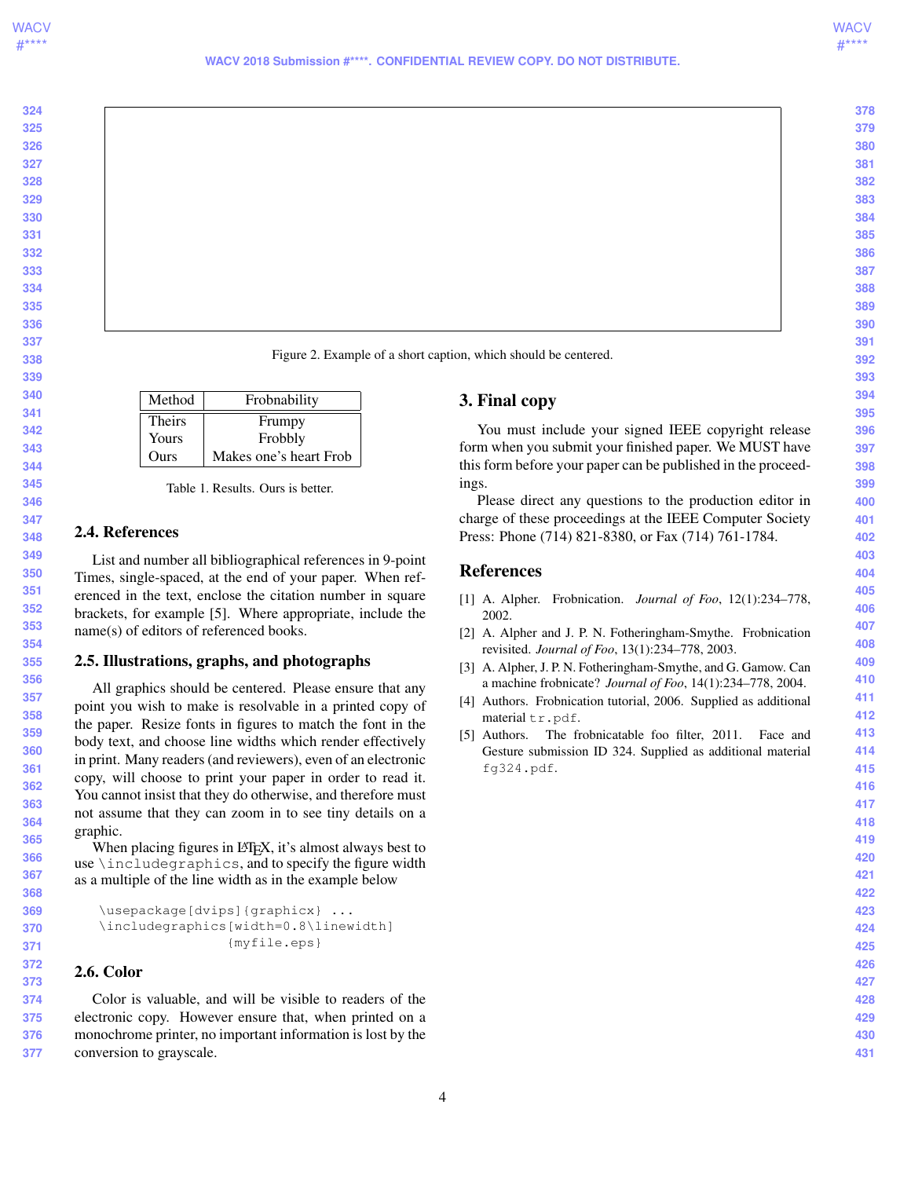Figure 2. Example of a short caption, which should be centered.

| Method | Frobnability |
| --- | --- |
| Theirs | Frumpy |
| Yours | Frobbly |
| Ours | Makes one's heart Frob |

Table 1. Results. Ours is better.

### 2.4. References

List and number all bibliographical references in 9-point Times, single-spaced, at the end of your paper. When referenced in the text, enclose the citation number in square brackets, for example [5]. Where appropriate, include the name(s) of editors of referenced books.

### 2.5. Illustrations, graphs, and photographs

All graphics should be centered. Please ensure that any point you wish to make is resolvable in a printed copy of the paper. Resize fonts in figures to match the font in the body text, and choose line widths which render effectively in print. Many readers (and reviewers), even of an electronic copy, will choose to print your paper in order to read it. You cannot insist that they do otherwise, and therefore must not assume that they can zoom in to see tiny details on a graphic.

When placing figures in LaTeX, it's almost always best to use `\includegraphics`, and to specify the figure width as a multiple of the line width as in the example below

```
\usepackage[dvips]{graphicx} ...
\includegraphics[width=0.8\linewidth]
                {myfile.eps}
```

### 2.6. Color

Color is valuable, and will be visible to readers of the electronic copy. However ensure that, when printed on a monochrome printer, no important information is lost by the conversion to grayscale.

## 3. Final copy

You must include your signed IEEE copyright release form when you submit your finished paper. We MUST have this form before your paper can be published in the proceedings.

Please direct any questions to the production editor in charge of these proceedings at the IEEE Computer Society Press: Phone (714) 821-8380, or Fax (714) 761-1784.

## References

[1] A. Alpher. Frobnication. *Journal of Foo*, 12(1):234–778, 2002.

[2] A. Alpher and J. P. N. Fotheringham-Smythe. Frobnication revisited. *Journal of Foo*, 13(1):234–778, 2003.

[3] A. Alpher, J. P. N. Fotheringham-Smythe, and G. Gamow. Can a machine frobnicate? *Journal of Foo*, 14(1):234–778, 2004.

[4] Authors. Frobnication tutorial, 2006. Supplied as additional material `tr.pdf`.

[5] Authors. The frobnicatable foo filter, 2011. Face and Gesture submission ID 324. Supplied as additional material `fg324.pdf`.